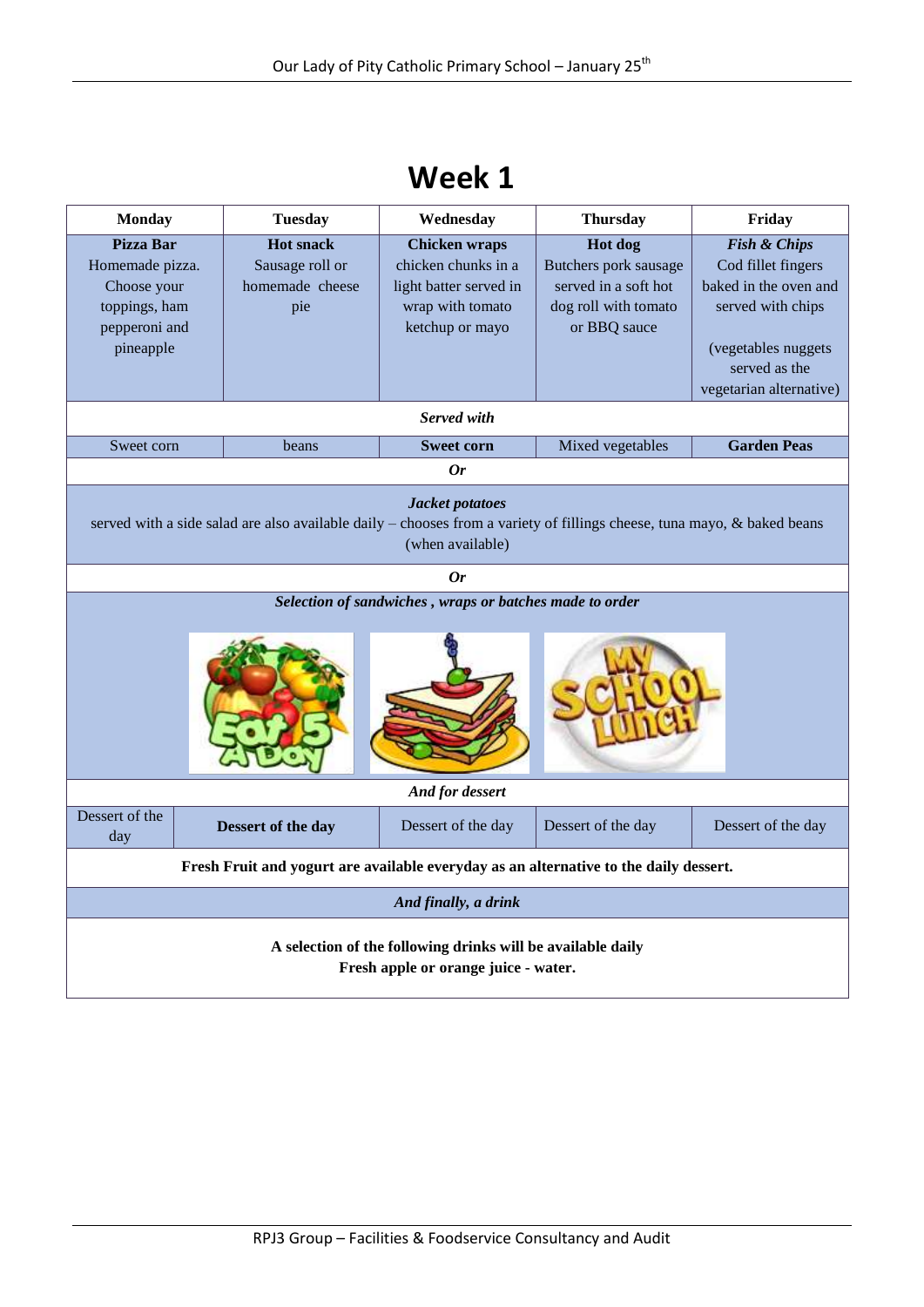# Week 1

| Monday | Tuesday | Wednesday | Thursday | Friday |
|---|---|---|---|---|
| **Pizza Bar** Homemade pizza. Choose your toppings, ham pepperoni and pineapple | **Hot snack** Sausage roll or homemade cheese pie | **Chicken wraps** chicken chunks in a light batter served in wrap with tomato ketchup or mayo | **Hot dog** Butchers pork sausage served in a soft hot dog roll with tomato or BBQ sauce | ***Fish & Chips*** Cod fillet fingers baked in the oven and served with chips (vegetables nuggets served as the vegetarian alternative) |
| | | ***Served with*** | | |
| Sweet corn | beans | **Sweet corn** | Mixed vegetables | **Garden Peas** |
| | | ***Or*** | | |
| | | ***Jacket potatoes*** served with a side salad are also available daily – chooses from a variety of fillings cheese, tuna mayo, & baked beans (when available) | | |
| | | ***Or*** | | |
| | | ***Selection of sandwiches , wraps or batches made to order*** | | |
| | | ***And for dessert*** | | |
| Dessert of the day | **Dessert of the day** | Dessert of the day | Dessert of the day | Dessert of the day |
| | | **Fresh Fruit and yogurt are available everyday as an alternative to the daily dessert.** | | |
| | | ***And finally, a drink*** | | |
| | | **A selection of the following drinks will be available daily Fresh apple or orange juice - water.** | | |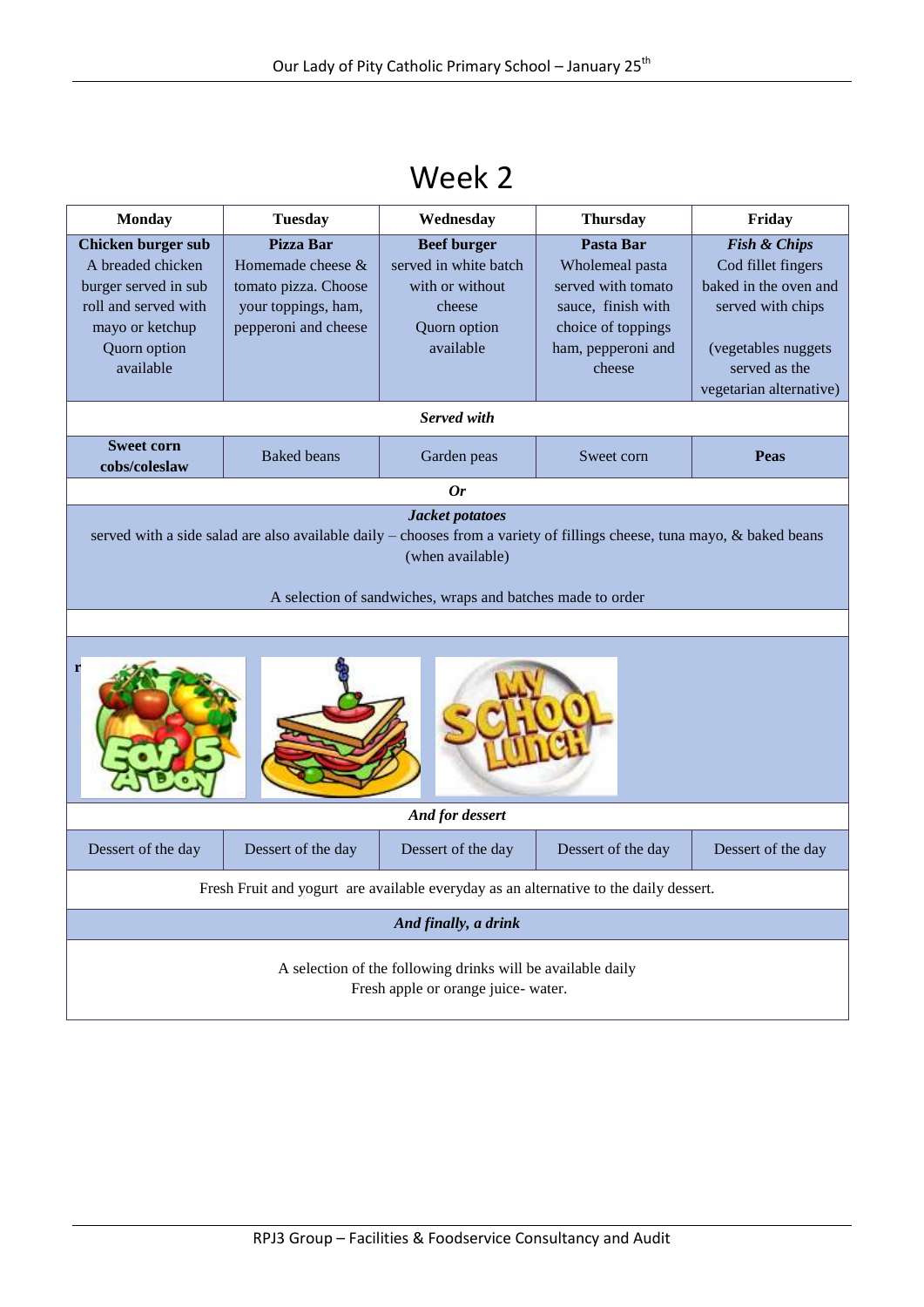# Week 2

| Monday | Tuesday | Wednesday | Thursday | Friday |
|---|---|---|---|---|
| **Chicken burger sub** A breaded chicken burger served in sub roll and served with mayo or ketchup Quorn option available | **Pizza Bar** Homemade cheese & tomato pizza. Choose your toppings, ham, pepperoni and cheese | **Beef burger** served in white batch with or without cheese Quorn option available | **Pasta Bar** Wholemeal pasta served with tomato sauce, finish with choice of toppings ham, pepperoni and cheese | ***Fish & Chips*** Cod fillet fingers baked in the oven and served with chips (vegetables nuggets served as the vegetarian alternative) |
| ***Served with*** | | | | |
| **Sweet corn cobs/coleslaw** | Baked beans | Garden peas | Sweet corn | **Peas** |
| ***Or*** | | | | |
| ***Jacket potatoes*** served with a side salad are also available daily – chooses from a variety of fillings cheese, tuna mayo, & baked beans (when available) A selection of sandwiches, wraps and batches made to order | | | | |
| ***And for dessert*** | | | | |
| Dessert of the day | Dessert of the day | Dessert of the day | Dessert of the day | Dessert of the day |
| Fresh Fruit and yogurt are available everyday as an alternative to the daily dessert. | | | | |
| ***And finally, a drink*** | | | | |
| A selection of the following drinks will be available daily Fresh apple or orange juice- water. | | | | |